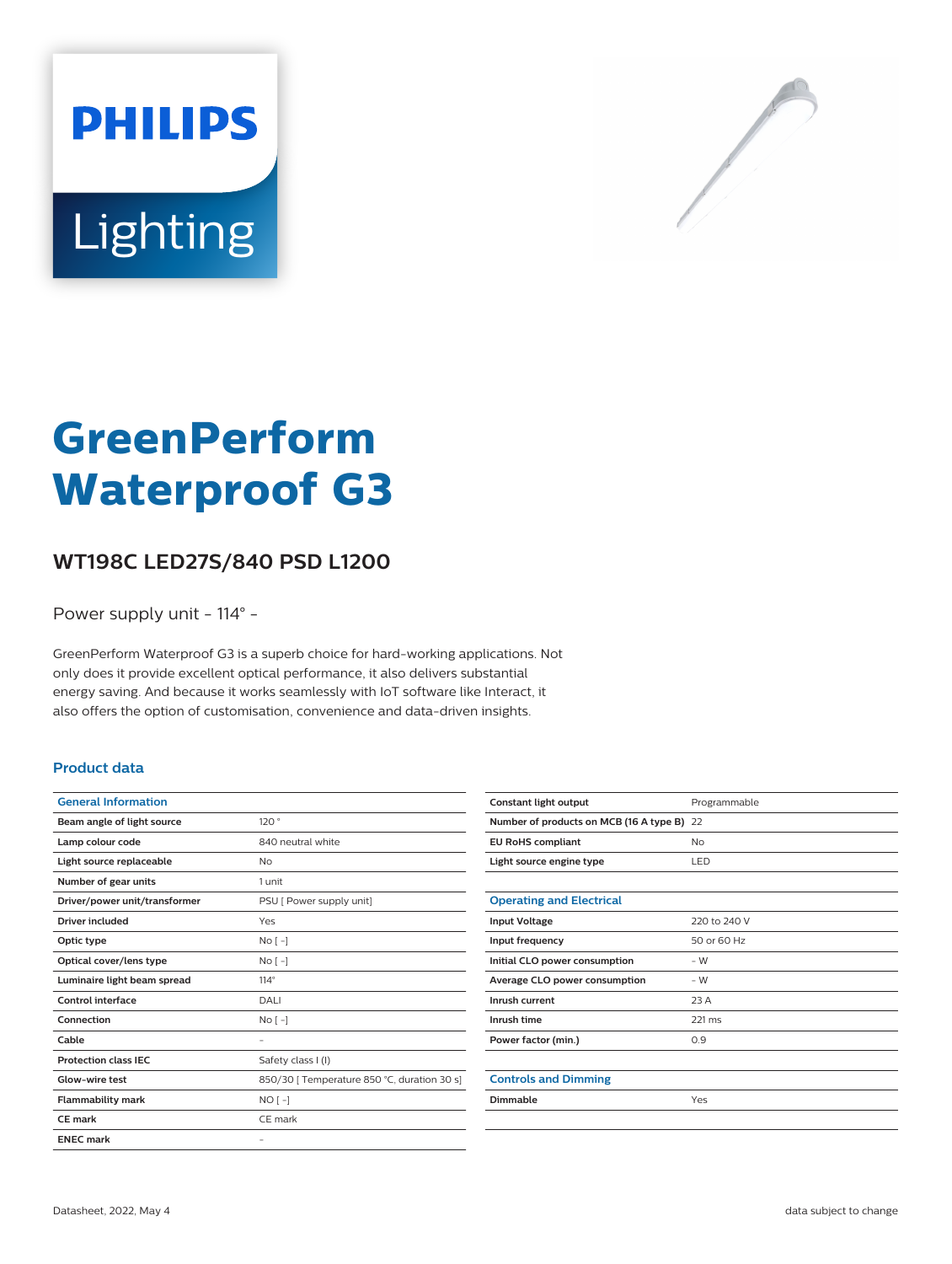# GreenPerform Waterproof G3

## WT198C LED27S/840 PSD L1200

Power supply unit - 114° -

GreenPerform Waterproof G3 is a superb choice for hard-working applications. Not only does it provide excellent optical performance, it also delivers substantial energy saving. And because it works seamlessly with IoT software like Interact, it also offers the option of customisation, convenience and data-driven insights.

### Product data

| General Information | |
|---|---|
| Beam angle of light source | 120 ° |
| Lamp colour code | 840 neutral white |
| Light source replaceable | No |
| Number of gear units | 1 unit |
| Driver/power unit/transformer | PSU [ Power supply unit] |
| Driver included | Yes |
| Optic type | No [ -] |
| Optical cover/lens type | No [ -] |
| Luminaire light beam spread | 114° |
| Control interface | DALI |
| Connection | No [ -] |
| Cable | - |
| Protection class IEC | Safety class I (I) |
| Glow-wire test | 850/30 [ Temperature 850 °C, duration 30 s] |
| Flammability mark | NO [ -] |
| CE mark | CE mark |
| ENEC mark | - |
| Constant light output | Programmable |
| Number of products on MCB (16 A type B) | 22 |
| EU RoHS compliant | No |
| Light source engine type | LED |

| Operating and Electrical | |
|---|---|
| Input Voltage | 220 to 240 V |
| Input frequency | 50 or 60 Hz |
| Initial CLO power consumption | - W |
| Average CLO power consumption | - W |
| Inrush current | 23 A |
| Inrush time | 221 ms |
| Power factor (min.) | 0.9 |

| Controls and Dimming | |
|---|---|
| Dimmable | Yes |

Datasheet, 2022, May 4

data subject to change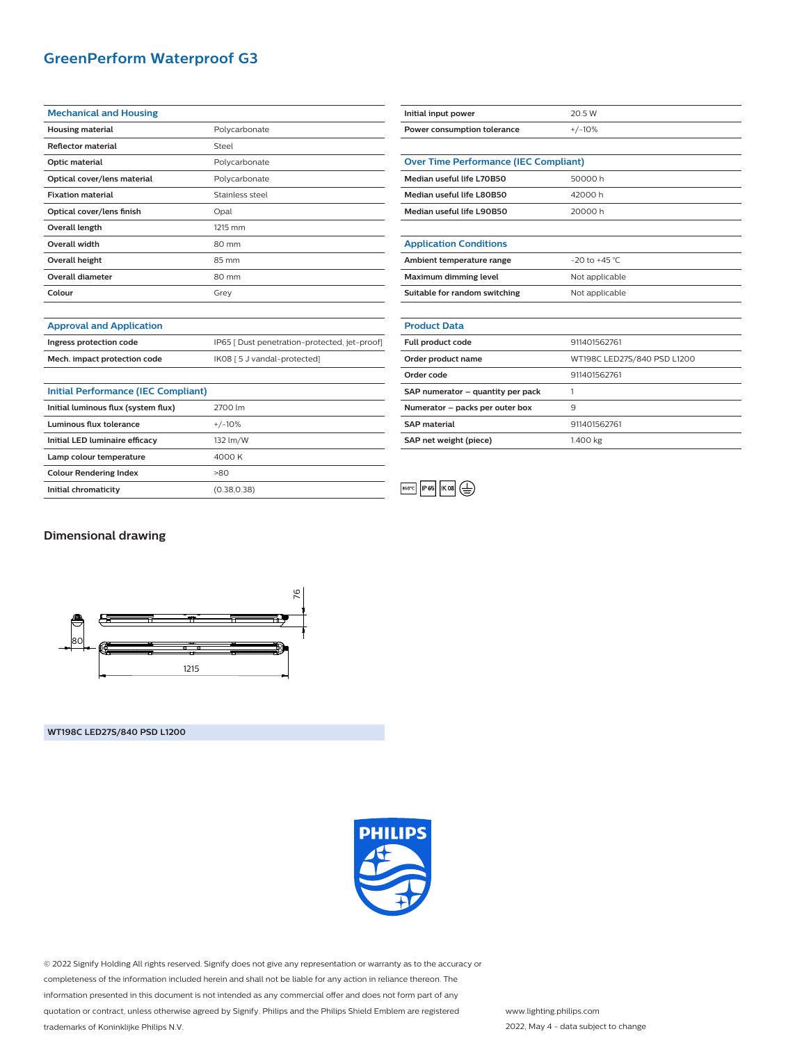# GreenPerform Waterproof G3

| Mechanical and Housing | |
|---|---|
| Housing material | Polycarbonate |
| Reflector material | Steel |
| Optic material | Polycarbonate |
| Optical cover/lens material | Polycarbonate |
| Fixation material | Stainless steel |
| Optical cover/lens finish | Opal |
| Overall length | 1215 mm |
| Overall width | 80 mm |
| Overall height | 85 mm |
| Overall diameter | 80 mm |
| Colour | Grey |

| Approval and Application | |
|---|---|
| Ingress protection code | IP65 [ Dust penetration-protected, jet-proof] |
| Mech. impact protection code | IK08 [ 5 J vandal-protected] |

| Initial Performance (IEC Compliant) | |
|---|---|
| Initial luminous flux (system flux) | 2700 lm |
| Luminous flux tolerance | +/-10% |
| Initial LED luminaire efficacy | 132 lm/W |
| Lamp colour temperature | 4000 K |
| Colour Rendering Index | >80 |
| Initial chromaticity | (0.38,0.38) |

| | |
|---|---|
| Initial input power | 20.5 W |
| Power consumption tolerance | +/-10% |

| Over Time Performance (IEC Compliant) | |
|---|---|
| Median useful life L70B50 | 50000 h |
| Median useful life L80B50 | 42000 h |
| Median useful life L90B50 | 20000 h |

| Application Conditions | |
|---|---|
| Ambient temperature range | -20 to +45 °C |
| Maximum dimming level | Not applicable |
| Suitable for random switching | Not applicable |

| Product Data | |
|---|---|
| Full product code | 911401562761 |
| Order product name | WT198C LED27S/840 PSD L1200 |
| Order code | 911401562761 |
| SAP numerator – quantity per pack | 1 |
| Numerator – packs per outer box | 9 |
| SAP material | 911401562761 |
| SAP net weight (piece) | 1.400 kg |

850°C IP65 IK08

## Dimensional drawing

76

80

1215

**WT198C LED27S/840 PSD L1200**

© 2022 Signify Holding All rights reserved. Signify does not give any representation or warranty as to the accuracy or completeness of the information included herein and shall not be liable for any action in reliance thereon. The information presented in this document is not intended as any commercial offer and does not form part of any quotation or contract, unless otherwise agreed by Signify. Philips and the Philips Shield Emblem are registered trademarks of Koninklijke Philips N.V.

www.lighting.philips.com

2022, May 4 - data subject to change